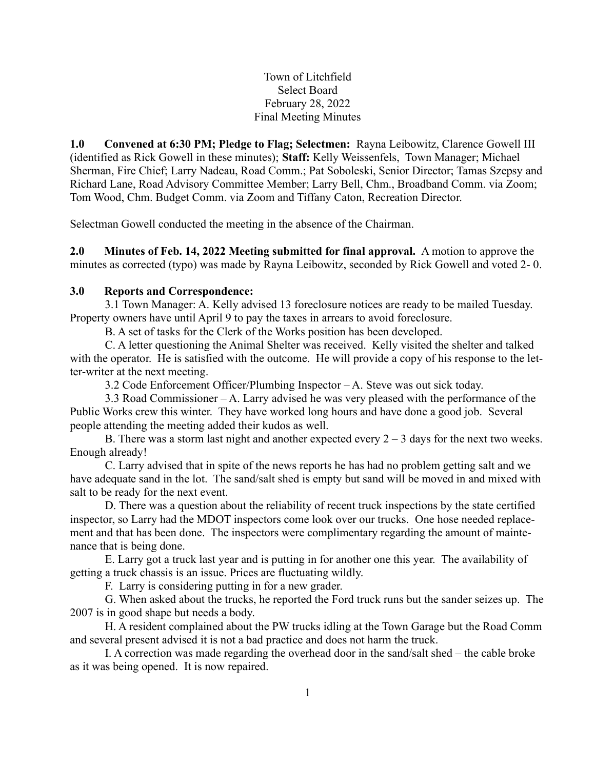Town of Litchfield
Select Board
February 28, 2022
Final Meeting Minutes

**1.0 Convened at 6:30 PM; Pledge to Flag; Selectmen:** Rayna Leibowitz, Clarence Gowell III (identified as Rick Gowell in these minutes); **Staff:** Kelly Weissenfels, Town Manager; Michael Sherman, Fire Chief; Larry Nadeau, Road Comm.; Pat Soboleski, Senior Director; Tamas Szepsy and Richard Lane, Road Advisory Committee Member; Larry Bell, Chm., Broadband Comm. via Zoom; Tom Wood, Chm. Budget Comm. via Zoom and Tiffany Caton, Recreation Director.

Selectman Gowell conducted the meeting in the absence of the Chairman.

**2.0 Minutes of Feb. 14, 2022 Meeting submitted for final approval.** A motion to approve the minutes as corrected (typo) was made by Rayna Leibowitz, seconded by Rick Gowell and voted 2- 0.

**3.0 Reports and Correspondence:**

3.1 Town Manager: A. Kelly advised 13 foreclosure notices are ready to be mailed Tuesday. Property owners have until April 9 to pay the taxes in arrears to avoid foreclosure.

B. A set of tasks for the Clerk of the Works position has been developed.

C. A letter questioning the Animal Shelter was received. Kelly visited the shelter and talked with the operator. He is satisfied with the outcome. He will provide a copy of his response to the letter-writer at the next meeting.

3.2 Code Enforcement Officer/Plumbing Inspector – A. Steve was out sick today.

3.3 Road Commissioner – A. Larry advised he was very pleased with the performance of the Public Works crew this winter. They have worked long hours and have done a good job. Several people attending the meeting added their kudos as well.

B. There was a storm last night and another expected every 2 – 3 days for the next two weeks. Enough already!

C. Larry advised that in spite of the news reports he has had no problem getting salt and we have adequate sand in the lot. The sand/salt shed is empty but sand will be moved in and mixed with salt to be ready for the next event.

D. There was a question about the reliability of recent truck inspections by the state certified inspector, so Larry had the MDOT inspectors come look over our trucks. One hose needed replacement and that has been done. The inspectors were complimentary regarding the amount of maintenance that is being done.

E. Larry got a truck last year and is putting in for another one this year. The availability of getting a truck chassis is an issue. Prices are fluctuating wildly.

F. Larry is considering putting in for a new grader.

G. When asked about the trucks, he reported the Ford truck runs but the sander seizes up. The 2007 is in good shape but needs a body.

H. A resident complained about the PW trucks idling at the Town Garage but the Road Comm and several present advised it is not a bad practice and does not harm the truck.

I. A correction was made regarding the overhead door in the sand/salt shed – the cable broke as it was being opened. It is now repaired.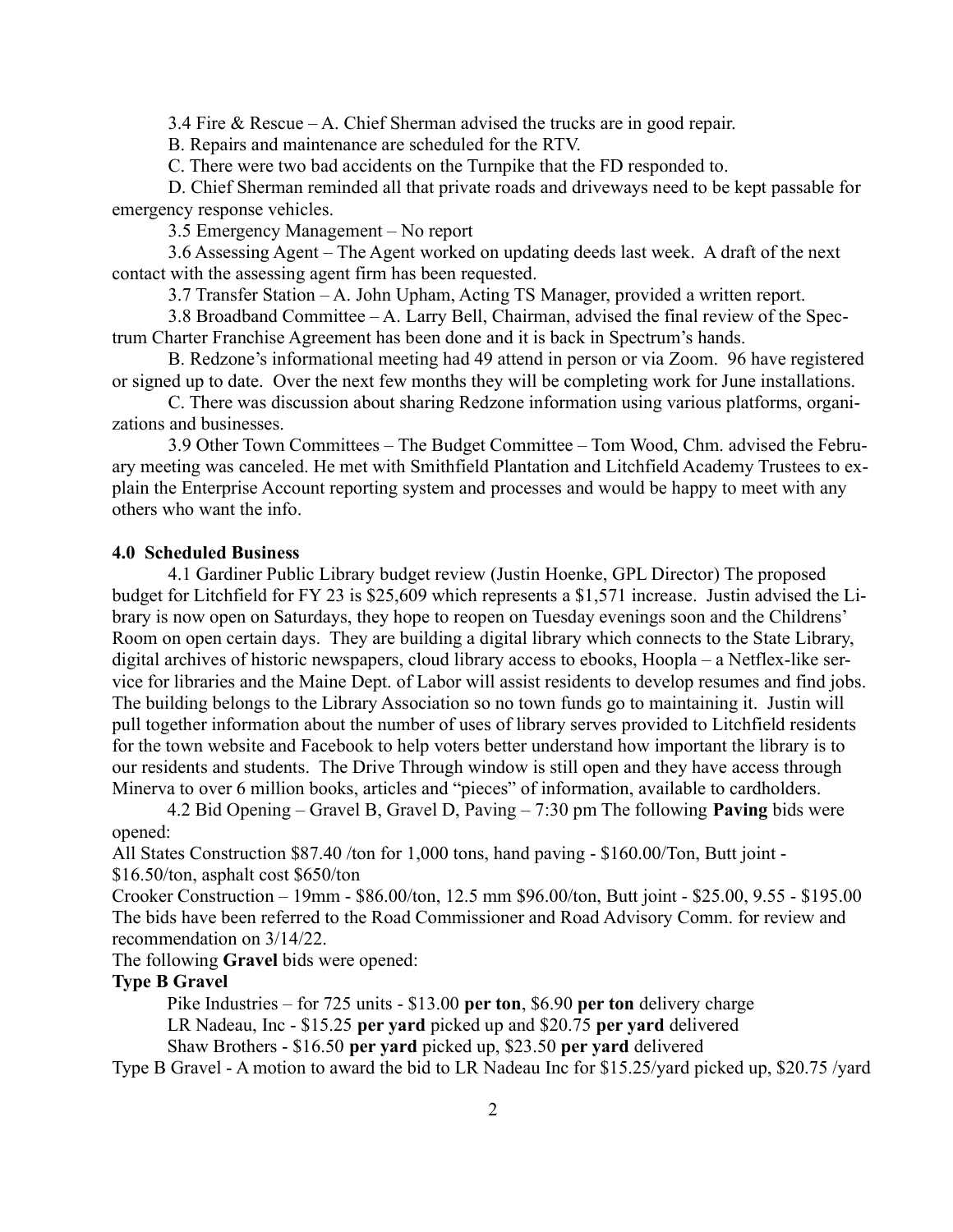3.4 Fire & Rescue – A. Chief Sherman advised the trucks are in good repair.

B. Repairs and maintenance are scheduled for the RTV.

C. There were two bad accidents on the Turnpike that the FD responded to.

D. Chief Sherman reminded all that private roads and driveways need to be kept passable for emergency response vehicles.

3.5 Emergency Management – No report

3.6 Assessing Agent – The Agent worked on updating deeds last week. A draft of the next contact with the assessing agent firm has been requested.

3.7 Transfer Station – A. John Upham, Acting TS Manager, provided a written report.

3.8 Broadband Committee – A. Larry Bell, Chairman, advised the final review of the Spectrum Charter Franchise Agreement has been done and it is back in Spectrum's hands.

B. Redzone's informational meeting had 49 attend in person or via Zoom. 96 have registered or signed up to date. Over the next few months they will be completing work for June installations.

C. There was discussion about sharing Redzone information using various platforms, organizations and businesses.

3.9 Other Town Committees – The Budget Committee – Tom Wood, Chm. advised the February meeting was canceled. He met with Smithfield Plantation and Litchfield Academy Trustees to explain the Enterprise Account reporting system and processes and would be happy to meet with any others who want the info.

**4.0 Scheduled Business**

4.1 Gardiner Public Library budget review (Justin Hoenke, GPL Director) The proposed budget for Litchfield for FY 23 is $25,609 which represents a $1,571 increase. Justin advised the Library is now open on Saturdays, they hope to reopen on Tuesday evenings soon and the Childrens' Room on open certain days. They are building a digital library which connects to the State Library, digital archives of historic newspapers, cloud library access to ebooks, Hoopla – a Netflex-like service for libraries and the Maine Dept. of Labor will assist residents to develop resumes and find jobs. The building belongs to the Library Association so no town funds go to maintaining it. Justin will pull together information about the number of uses of library serves provided to Litchfield residents for the town website and Facebook to help voters better understand how important the library is to our residents and students. The Drive Through window is still open and they have access through Minerva to over 6 million books, articles and "pieces" of information, available to cardholders.

4.2 Bid Opening – Gravel B, Gravel D, Paving – 7:30 pm The following **Paving** bids were opened:

All States Construction $87.40 /ton for 1,000 tons, hand paving - $160.00/Ton, Butt joint - $16.50/ton, asphalt cost $650/ton

Crooker Construction – 19mm - $86.00/ton, 12.5 mm $96.00/ton, Butt joint - $25.00, 9.55 - $195.00

The bids have been referred to the Road Commissioner and Road Advisory Comm. for review and recommendation on 3/14/22.

The following **Gravel** bids were opened:

**Type B Gravel**

Pike Industries – for 725 units - $13.00 **per ton**, $6.90 **per ton** delivery charge

LR Nadeau, Inc - $15.25 **per yard** picked up and $20.75 **per yard** delivered

Shaw Brothers - $16.50 **per yard** picked up, $23.50 **per yard** delivered

Type B Gravel - A motion to award the bid to LR Nadeau Inc for $15.25/yard picked up, $20.75 /yard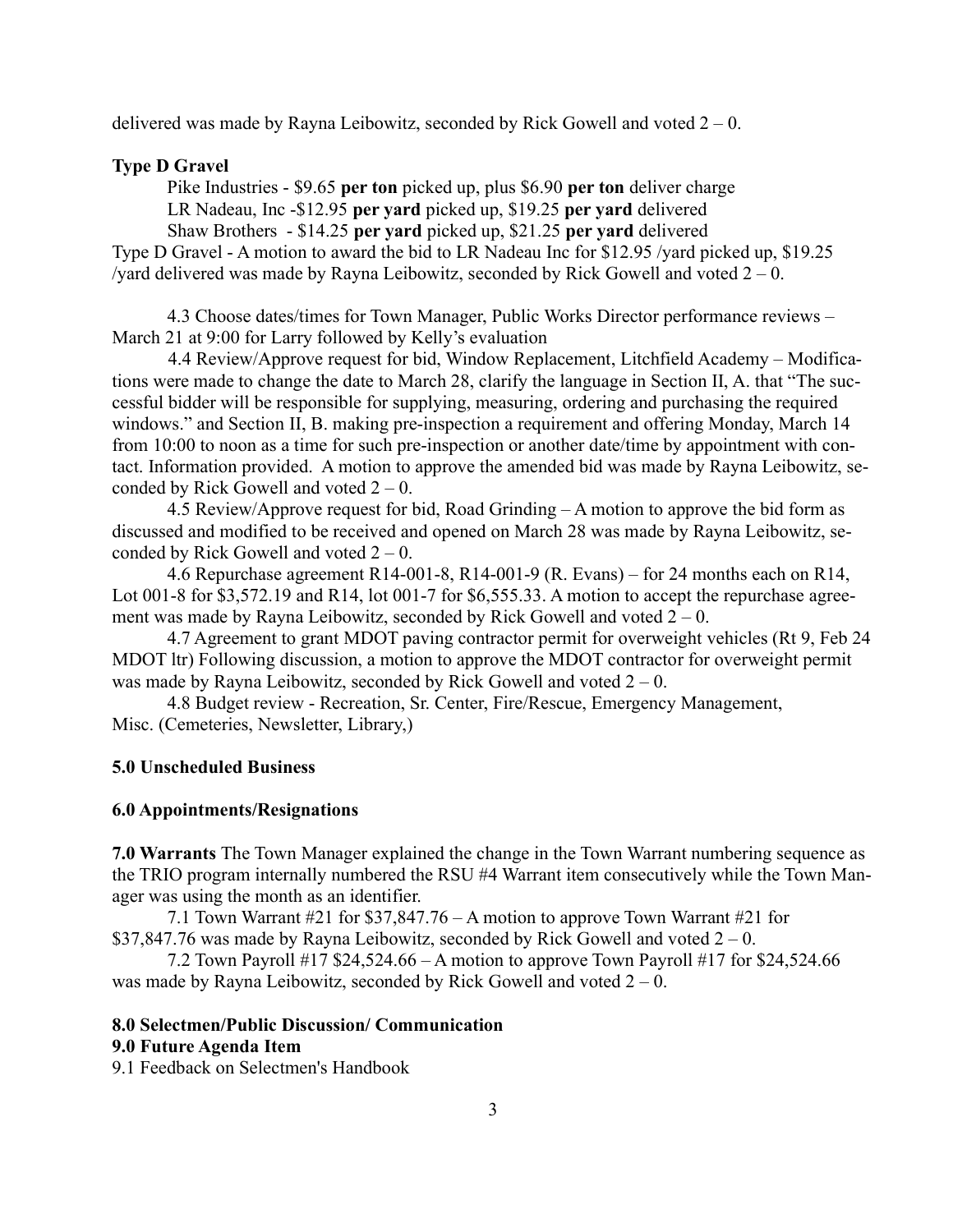delivered was made by Rayna Leibowitz, seconded by Rick Gowell and voted 2 – 0.

**Type D Gravel**

Pike Industries - $9.65 **per ton** picked up, plus $6.90 **per ton** deliver charge
LR Nadeau, Inc -$12.95 **per yard** picked up, $19.25 **per yard** delivered
Shaw Brothers - $14.25 **per yard** picked up, $21.25 **per yard** delivered

Type D Gravel - A motion to award the bid to LR Nadeau Inc for $12.95 /yard picked up, $19.25 /yard delivered was made by Rayna Leibowitz, seconded by Rick Gowell and voted 2 – 0.

4.3 Choose dates/times for Town Manager, Public Works Director performance reviews – March 21 at 9:00 for Larry followed by Kelly's evaluation

4.4 Review/Approve request for bid, Window Replacement, Litchfield Academy – Modifications were made to change the date to March 28, clarify the language in Section II, A. that "The successful bidder will be responsible for supplying, measuring, ordering and purchasing the required windows." and Section II, B. making pre-inspection a requirement and offering Monday, March 14 from 10:00 to noon as a time for such pre-inspection or another date/time by appointment with contact. Information provided. A motion to approve the amended bid was made by Rayna Leibowitz, seconded by Rick Gowell and voted 2 – 0.

4.5 Review/Approve request for bid, Road Grinding – A motion to approve the bid form as discussed and modified to be received and opened on March 28 was made by Rayna Leibowitz, seconded by Rick Gowell and voted 2 – 0.

4.6 Repurchase agreement R14-001-8, R14-001-9 (R. Evans) – for 24 months each on R14, Lot 001-8 for $3,572.19 and R14, lot 001-7 for $6,555.33. A motion to accept the repurchase agreement was made by Rayna Leibowitz, seconded by Rick Gowell and voted 2 – 0.

4.7 Agreement to grant MDOT paving contractor permit for overweight vehicles (Rt 9, Feb 24 MDOT ltr) Following discussion, a motion to approve the MDOT contractor for overweight permit was made by Rayna Leibowitz, seconded by Rick Gowell and voted 2 – 0.

4.8 Budget review - Recreation, Sr. Center, Fire/Rescue, Emergency Management, Misc. (Cemeteries, Newsletter, Library,)

**5.0 Unscheduled Business**

**6.0 Appointments/Resignations**

**7.0 Warrants** The Town Manager explained the change in the Town Warrant numbering sequence as the TRIO program internally numbered the RSU #4 Warrant item consecutively while the Town Manager was using the month as an identifier.

7.1 Town Warrant #21 for $37,847.76 – A motion to approve Town Warrant #21 for $37,847.76 was made by Rayna Leibowitz, seconded by Rick Gowell and voted 2 – 0.

7.2 Town Payroll #17 $24,524.66 – A motion to approve Town Payroll #17 for $24,524.66 was made by Rayna Leibowitz, seconded by Rick Gowell and voted 2 – 0.

**8.0 Selectmen/Public Discussion/ Communication**

**9.0 Future Agenda Item**

9.1 Feedback on Selectmen's Handbook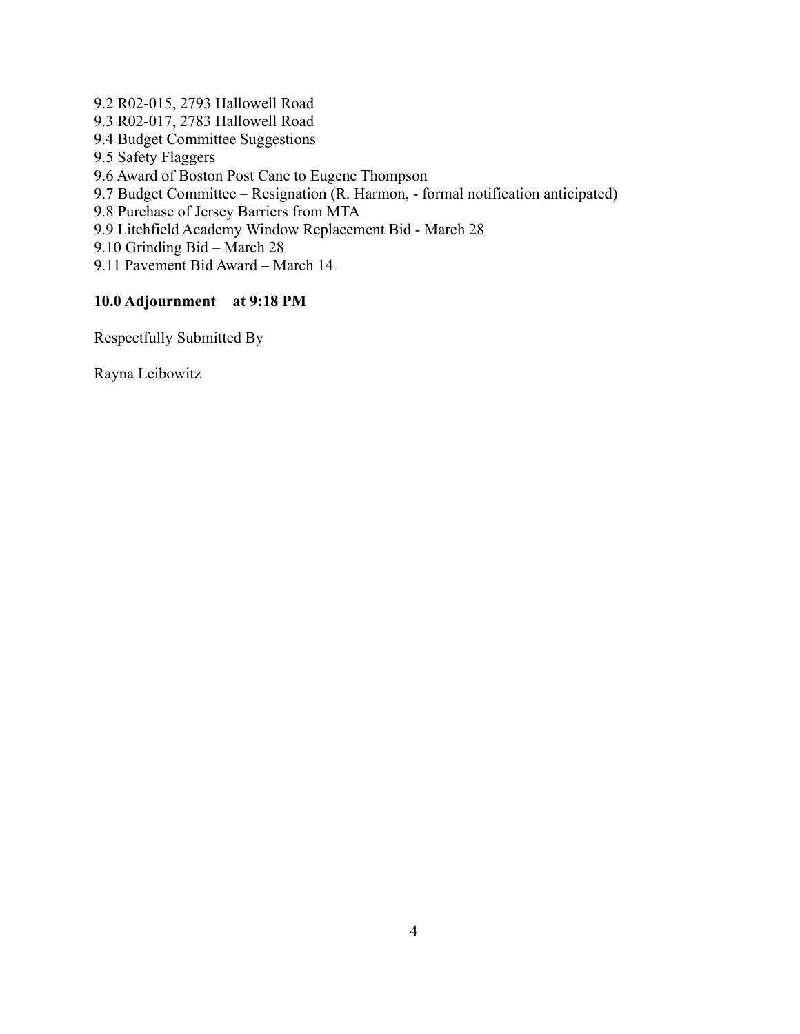9.2 R02-015, 2793 Hallowell Road
9.3 R02-017, 2783 Hallowell Road
9.4 Budget Committee Suggestions
9.5 Safety Flaggers
9.6 Award of Boston Post Cane to Eugene Thompson
9.7 Budget Committee – Resignation (R. Harmon, - formal notification anticipated)
9.8 Purchase of Jersey Barriers from MTA
9.9 Litchfield Academy Window Replacement Bid - March 28
9.10 Grinding Bid – March 28
9.11 Pavement Bid Award – March 14

**10.0 Adjournment at 9:18 PM**

Respectfully Submitted By

Rayna Leibowitz